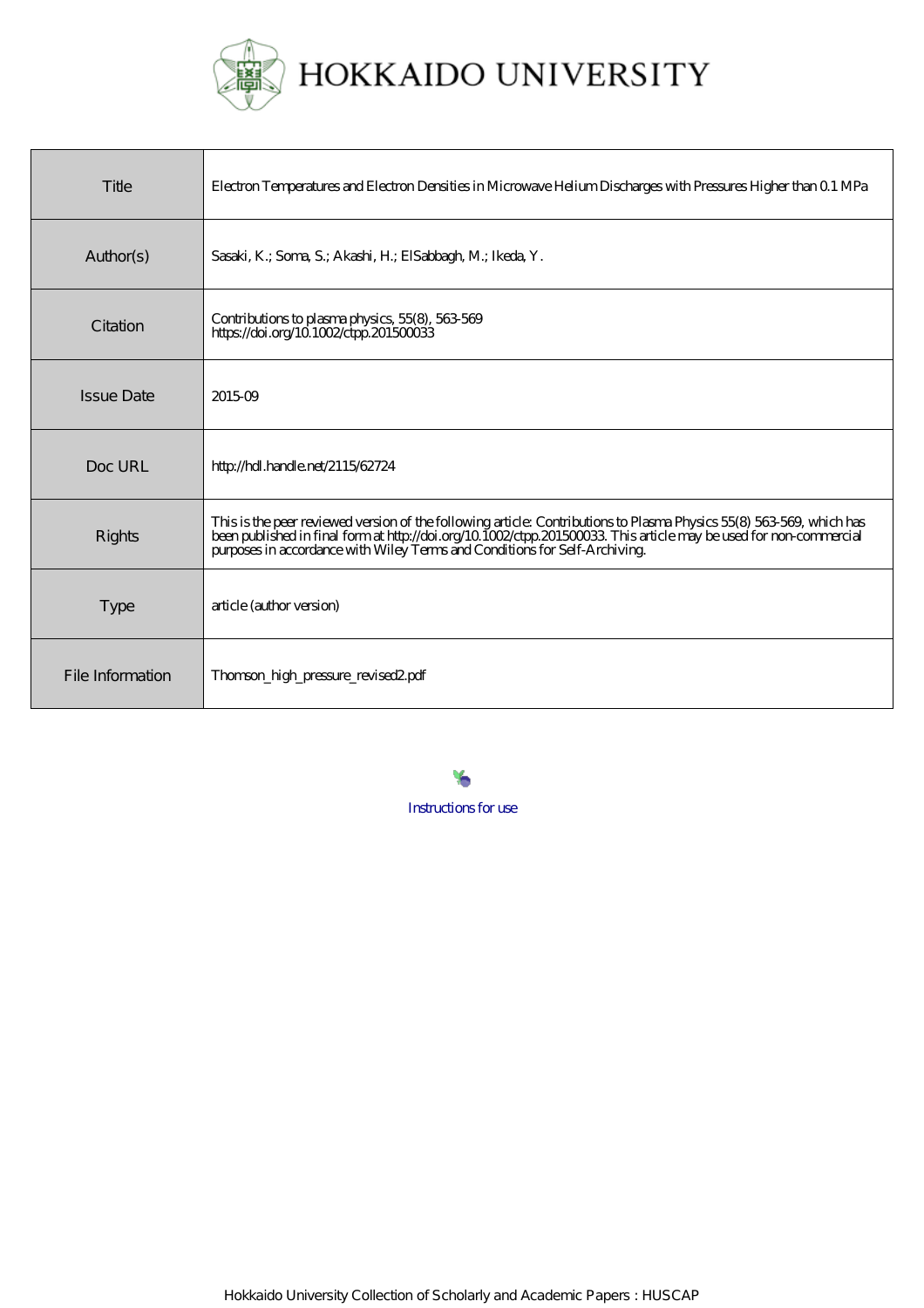# HOKKAIDO UNIVERSITY

| | |
|---|---|
| Title | Electron Temperatures and Electron Densities in Microwave Helium Discharges with Pressures Higher than 0.1 MPa |
| Author(s) | Sasaki, K.; Soma, S.; Akashi, H.; ElSabbagh, M.; Ikeda, Y. |
| Citation | Contributions to plasma physics, 55(8), 563-569<br>https://doi.org/10.1002/ctpp.201500033 |
| Issue Date | 2015-09 |
| Doc URL | http://hdl.handle.net/2115/62724 |
| Rights | This is the peer reviewed version of the following article: Contributions to Plasma Physics 55(8) 563-569, which has been published in final form at http://doi.org/10.1002/ctpp.201500033. This article may be used for non-commercial purposes in accordance with Wiley Terms and Conditions for Self-Archiving. |
| Type | article (author version) |
| File Information | Thomson_high_pressure_revised2.pdf |

Instructions for use

Hokkaido University Collection of Scholarly and Academic Papers : HUSCAP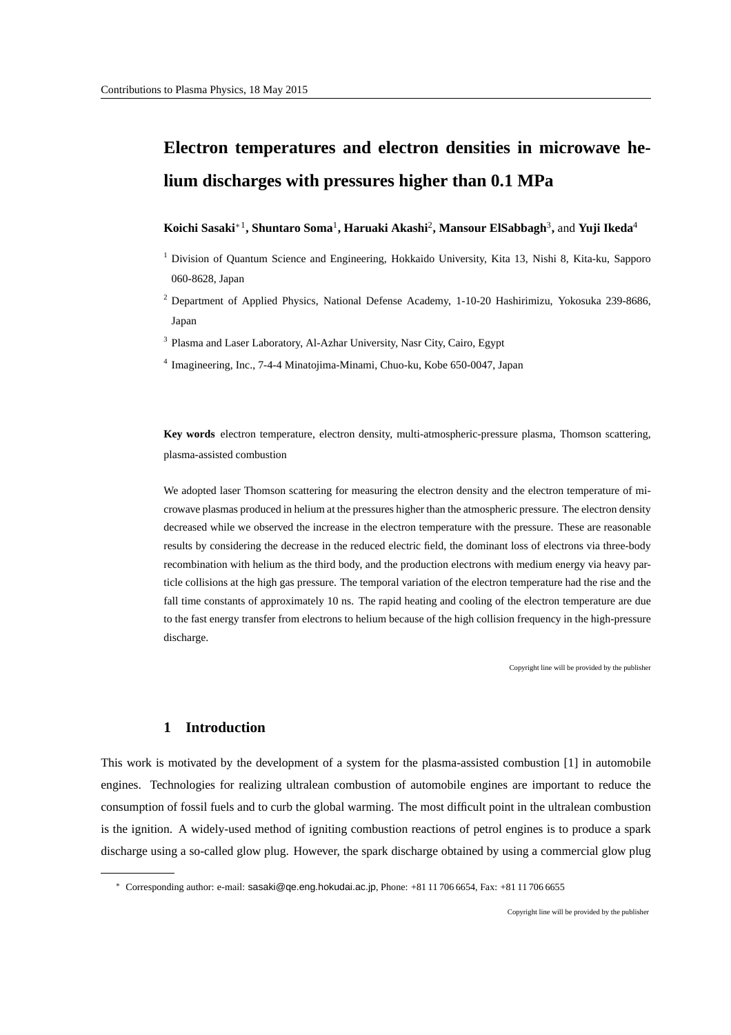# Electron temperatures and electron densities in microwave helium discharges with pressures higher than 0.1 MPa

**Koichi Sasaki**[*1], **Shuntaro Soma**[1], **Haruaki Akashi**[2], **Mansour ElSabbagh**[3], and **Yuji Ikeda**[4]

[1] Division of Quantum Science and Engineering, Hokkaido University, Kita 13, Nishi 8, Kita-ku, Sapporo 060-8628, Japan

[2] Department of Applied Physics, National Defense Academy, 1-10-20 Hashirimizu, Yokosuka 239-8686, Japan

[3] Plasma and Laser Laboratory, Al-Azhar University, Nasr City, Cairo, Egypt

[4] Imagineering, Inc., 7-4-4 Minatojima-Minami, Chuo-ku, Kobe 650-0047, Japan

**Key words** electron temperature, electron density, multi-atmospheric-pressure plasma, Thomson scattering, plasma-assisted combustion

We adopted laser Thomson scattering for measuring the electron density and the electron temperature of microwave plasmas produced in helium at the pressures higher than the atmospheric pressure. The electron density decreased while we observed the increase in the electron temperature with the pressure. These are reasonable results by considering the decrease in the reduced electric field, the dominant loss of electrons via three-body recombination with helium as the third body, and the production electrons with medium energy via heavy particle collisions at the high gas pressure. The temporal variation of the electron temperature had the rise and the fall time constants of approximately 10 ns. The rapid heating and cooling of the electron temperature are due to the fast energy transfer from electrons to helium because of the high collision frequency in the high-pressure discharge.

Copyright line will be provided by the publisher

## 1 Introduction

This work is motivated by the development of a system for the plasma-assisted combustion [1] in automobile engines. Technologies for realizing ultralean combustion of automobile engines are important to reduce the consumption of fossil fuels and to curb the global warming. The most difficult point in the ultralean combustion is the ignition. A widely-used method of igniting combustion reactions of petrol engines is to produce a spark discharge using a so-called glow plug. However, the spark discharge obtained by using a commercial glow plug

[*] Corresponding author: e-mail: sasaki@qe.eng.hokudai.ac.jp, Phone: +81 11 706 6654, Fax: +81 11 706 6655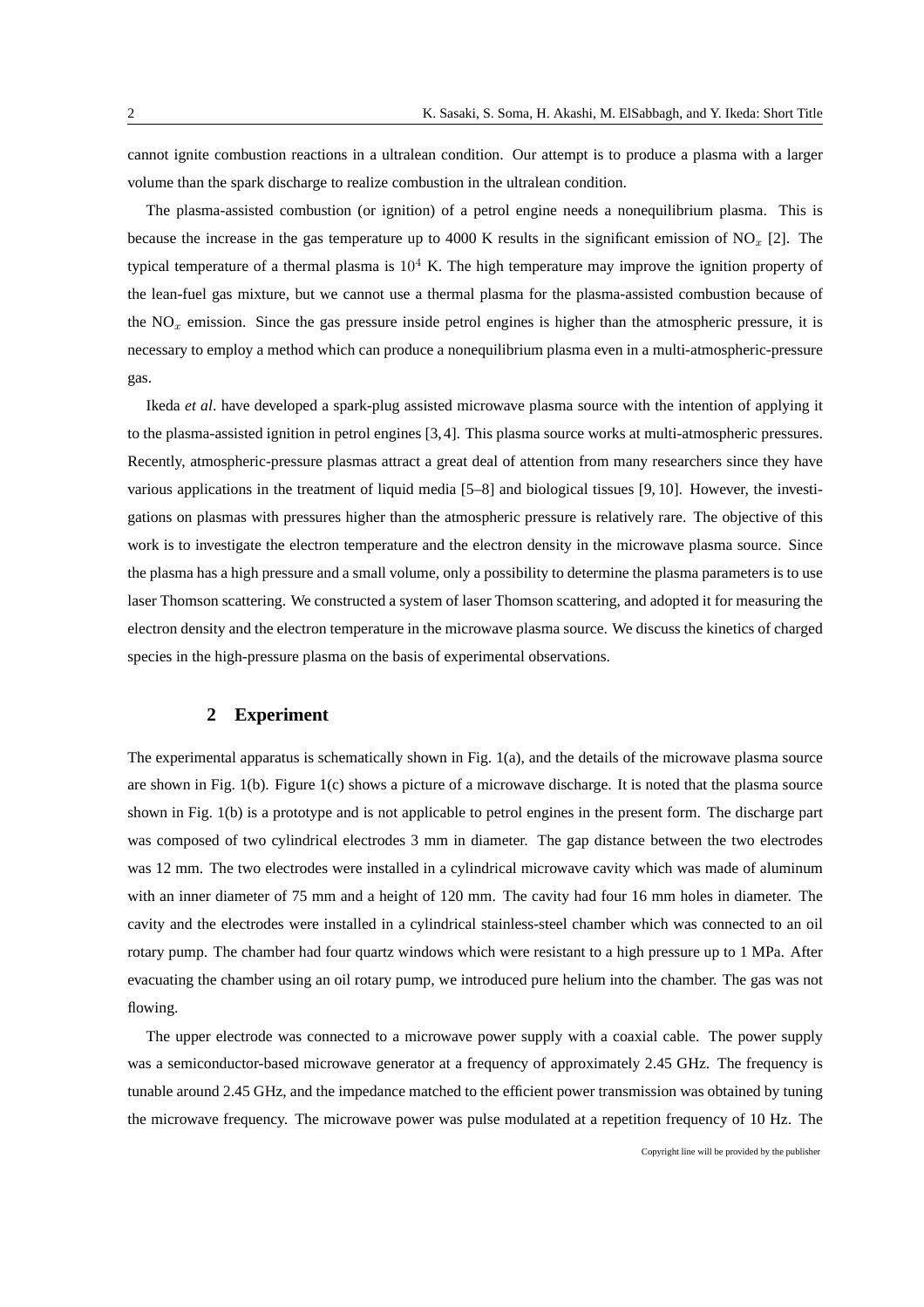cannot ignite combustion reactions in a ultralean condition. Our attempt is to produce a plasma with a larger volume than the spark discharge to realize combustion in the ultralean condition.

The plasma-assisted combustion (or ignition) of a petrol engine needs a nonequilibrium plasma. This is because the increase in the gas temperature up to 4000 K results in the significant emission of $NO_x$ [2]. The typical temperature of a thermal plasma is $10^4$ K. The high temperature may improve the ignition property of the lean-fuel gas mixture, but we cannot use a thermal plasma for the plasma-assisted combustion because of the $NO_x$ emission. Since the gas pressure inside petrol engines is higher than the atmospheric pressure, it is necessary to employ a method which can produce a nonequilibrium plasma even in a multi-atmospheric-pressure gas.

Ikeda *et al*. have developed a spark-plug assisted microwave plasma source with the intention of applying it to the plasma-assisted ignition in petrol engines [3,4]. This plasma source works at multi-atmospheric pressures. Recently, atmospheric-pressure plasmas attract a great deal of attention from many researchers since they have various applications in the treatment of liquid media [5–8] and biological tissues [9,10]. However, the investigations on plasmas with pressures higher than the atmospheric pressure is relatively rare. The objective of this work is to investigate the electron temperature and the electron density in the microwave plasma source. Since the plasma has a high pressure and a small volume, only a possibility to determine the plasma parameters is to use laser Thomson scattering. We constructed a system of laser Thomson scattering, and adopted it for measuring the electron density and the electron temperature in the microwave plasma source. We discuss the kinetics of charged species in the high-pressure plasma on the basis of experimental observations.

## 2 Experiment

The experimental apparatus is schematically shown in Fig. 1(a), and the details of the microwave plasma source are shown in Fig. 1(b). Figure 1(c) shows a picture of a microwave discharge. It is noted that the plasma source shown in Fig. 1(b) is a prototype and is not applicable to petrol engines in the present form. The discharge part was composed of two cylindrical electrodes 3 mm in diameter. The gap distance between the two electrodes was 12 mm. The two electrodes were installed in a cylindrical microwave cavity which was made of aluminum with an inner diameter of 75 mm and a height of 120 mm. The cavity had four 16 mm holes in diameter. The cavity and the electrodes were installed in a cylindrical stainless-steel chamber which was connected to an oil rotary pump. The chamber had four quartz windows which were resistant to a high pressure up to 1 MPa. After evacuating the chamber using an oil rotary pump, we introduced pure helium into the chamber. The gas was not flowing.

The upper electrode was connected to a microwave power supply with a coaxial cable. The power supply was a semiconductor-based microwave generator at a frequency of approximately 2.45 GHz. The frequency is tunable around 2.45 GHz, and the impedance matched to the efficient power transmission was obtained by tuning the microwave frequency. The microwave power was pulse modulated at a repetition frequency of 10 Hz. The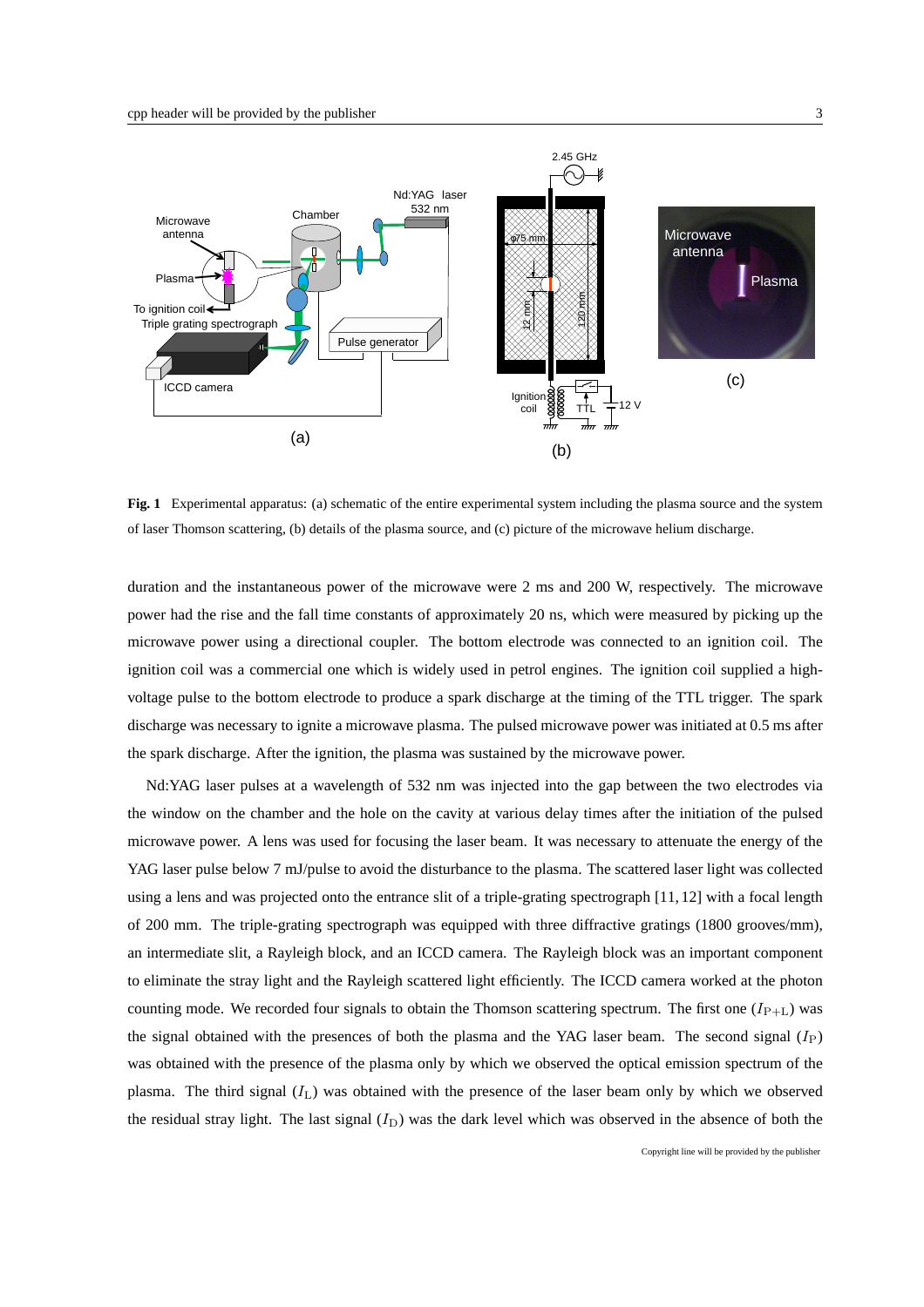**Fig. 1** Experimental apparatus: (a) schematic of the entire experimental system including the plasma source and the system of laser Thomson scattering, (b) details of the plasma source, and (c) picture of the microwave helium discharge.

duration and the instantaneous power of the microwave were 2 ms and 200 W, respectively. The microwave power had the rise and the fall time constants of approximately 20 ns, which were measured by picking up the microwave power using a directional coupler. The bottom electrode was connected to an ignition coil. The ignition coil was a commercial one which is widely used in petrol engines. The ignition coil supplied a high-voltage pulse to the bottom electrode to produce a spark discharge at the timing of the TTL trigger. The spark discharge was necessary to ignite a microwave plasma. The pulsed microwave power was initiated at 0.5 ms after the spark discharge. After the ignition, the plasma was sustained by the microwave power.

Nd:YAG laser pulses at a wavelength of 532 nm was injected into the gap between the two electrodes via the window on the chamber and the hole on the cavity at various delay times after the initiation of the pulsed microwave power. A lens was used for focusing the laser beam. It was necessary to attenuate the energy of the YAG laser pulse below 7 mJ/pulse to avoid the disturbance to the plasma. The scattered laser light was collected using a lens and was projected onto the entrance slit of a triple-grating spectrograph [11, 12] with a focal length of 200 mm. The triple-grating spectrograph was equipped with three diffractive gratings (1800 grooves/mm), an intermediate slit, a Rayleigh block, and an ICCD camera. The Rayleigh block was an important component to eliminate the stray light and the Rayleigh scattered light efficiently. The ICCD camera worked at the photon counting mode. We recorded four signals to obtain the Thomson scattering spectrum. The first one ($I_{\rm P+L}$) was the signal obtained with the presences of both the plasma and the YAG laser beam. The second signal ($I_{\rm P}$) was obtained with the presence of the plasma only by which we observed the optical emission spectrum of the plasma. The third signal ($I_{\rm L}$) was obtained with the presence of the laser beam only by which we observed the residual stray light. The last signal ($I_{\rm D}$) was the dark level which was observed in the absence of both the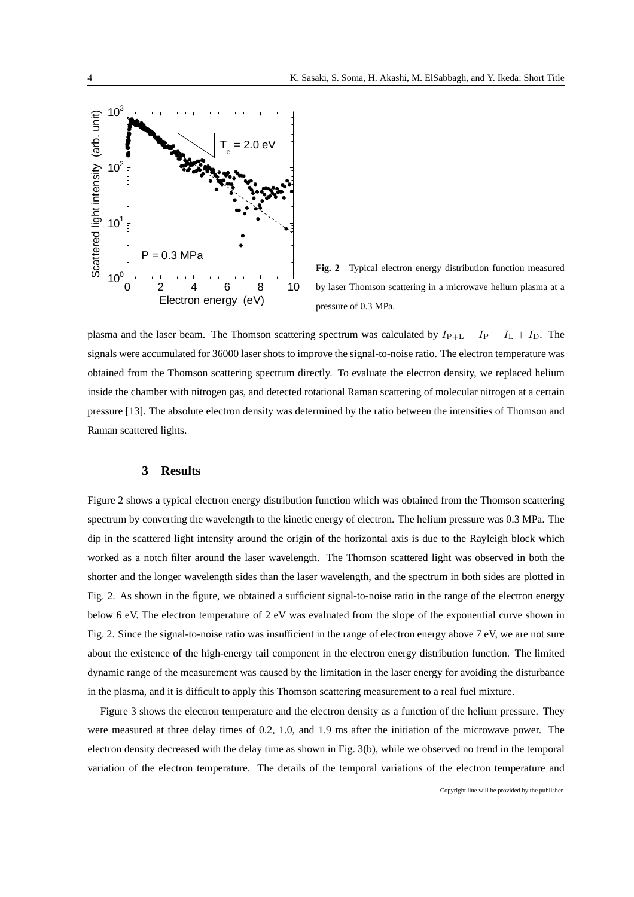**Fig. 2** Typical electron energy distribution function measured by laser Thomson scattering in a microwave helium plasma at a pressure of 0.3 MPa.

plasma and the laser beam. The Thomson scattering spectrum was calculated by $I_{\rm P+L} - I_{\rm P} - I_{\rm L} + I_{\rm D}$. The signals were accumulated for 36000 laser shots to improve the signal-to-noise ratio. The electron temperature was obtained from the Thomson scattering spectrum directly. To evaluate the electron density, we replaced helium inside the chamber with nitrogen gas, and detected rotational Raman scattering of molecular nitrogen at a certain pressure [13]. The absolute electron density was determined by the ratio between the intensities of Thomson and Raman scattered lights.

## 3 Results

Figure 2 shows a typical electron energy distribution function which was obtained from the Thomson scattering spectrum by converting the wavelength to the kinetic energy of electron. The helium pressure was 0.3 MPa. The dip in the scattered light intensity around the origin of the horizontal axis is due to the Rayleigh block which worked as a notch filter around the laser wavelength. The Thomson scattered light was observed in both the shorter and the longer wavelength sides than the laser wavelength, and the spectrum in both sides are plotted in Fig. 2. As shown in the figure, we obtained a sufficient signal-to-noise ratio in the range of the electron energy below 6 eV. The electron temperature of 2 eV was evaluated from the slope of the exponential curve shown in Fig. 2. Since the signal-to-noise ratio was insufficient in the range of electron energy above 7 eV, we are not sure about the existence of the high-energy tail component in the electron energy distribution function. The limited dynamic range of the measurement was caused by the limitation in the laser energy for avoiding the disturbance in the plasma, and it is difficult to apply this Thomson scattering measurement to a real fuel mixture.

Figure 3 shows the electron temperature and the electron density as a function of the helium pressure. They were measured at three delay times of 0.2, 1.0, and 1.9 ms after the initiation of the microwave power. The electron density decreased with the delay time as shown in Fig. 3(b), while we observed no trend in the temporal variation of the electron temperature. The details of the temporal variations of the electron temperature and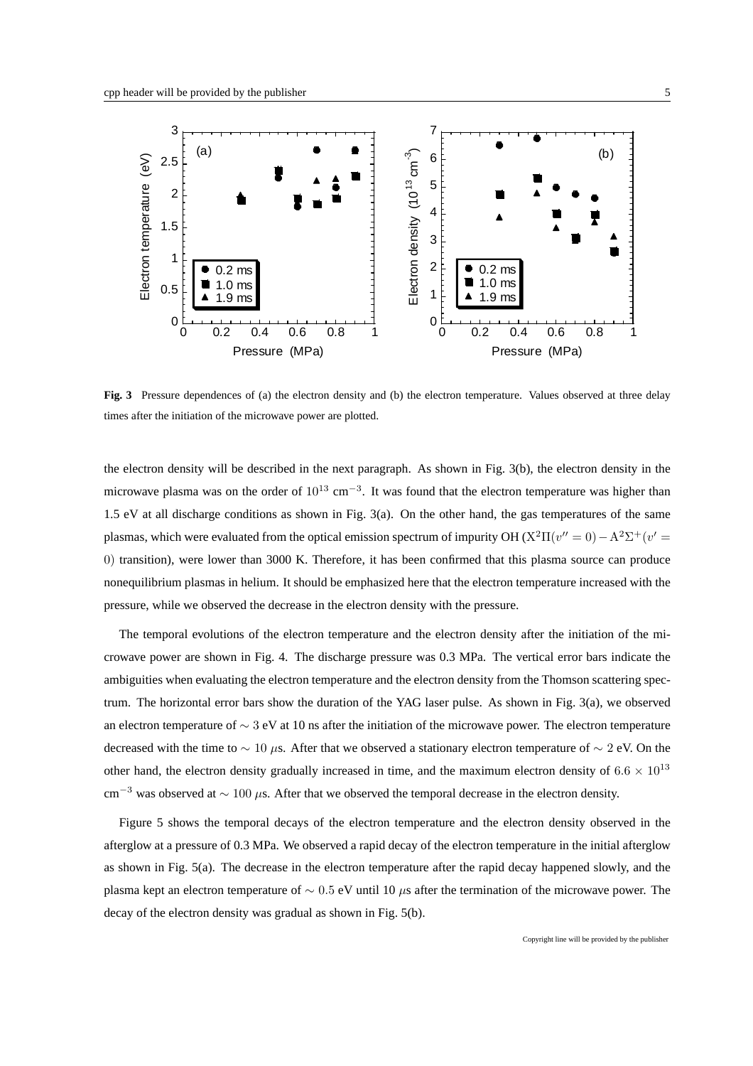**Fig. 3** Pressure dependences of (a) the electron density and (b) the electron temperature. Values observed at three delay times after the initiation of the microwave power are plotted.

the electron density will be described in the next paragraph. As shown in Fig. 3(b), the electron density in the microwave plasma was on the order of $10^{13}$ cm$^{-3}$. It was found that the electron temperature was higher than 1.5 eV at all discharge conditions as shown in Fig. 3(a). On the other hand, the gas temperatures of the same plasmas, which were evaluated from the optical emission spectrum of impurity OH ($X^2\Pi(v''=0) - A^2\Sigma^+(v'=0)$ transition), were lower than 3000 K. Therefore, it has been confirmed that this plasma source can produce nonequilibrium plasmas in helium. It should be emphasized here that the electron temperature increased with the pressure, while we observed the decrease in the electron density with the pressure.

The temporal evolutions of the electron temperature and the electron density after the initiation of the microwave power are shown in Fig. 4. The discharge pressure was 0.3 MPa. The vertical error bars indicate the ambiguities when evaluating the electron temperature and the electron density from the Thomson scattering spectrum. The horizontal error bars show the duration of the YAG laser pulse. As shown in Fig. 3(a), we observed an electron temperature of $\sim 3$ eV at 10 ns after the initiation of the microwave power. The electron temperature decreased with the time to $\sim 10$ $\mu$s. After that we observed a stationary electron temperature of $\sim 2$ eV. On the other hand, the electron density gradually increased in time, and the maximum electron density of $6.6 \times 10^{13}$ cm$^{-3}$ was observed at $\sim 100$ $\mu$s. After that we observed the temporal decrease in the electron density.

Figure 5 shows the temporal decays of the electron temperature and the electron density observed in the afterglow at a pressure of 0.3 MPa. We observed a rapid decay of the electron temperature in the initial afterglow as shown in Fig. 5(a). The decrease in the electron temperature after the rapid decay happened slowly, and the plasma kept an electron temperature of $\sim 0.5$ eV until 10 $\mu$s after the termination of the microwave power. The decay of the electron density was gradual as shown in Fig. 5(b).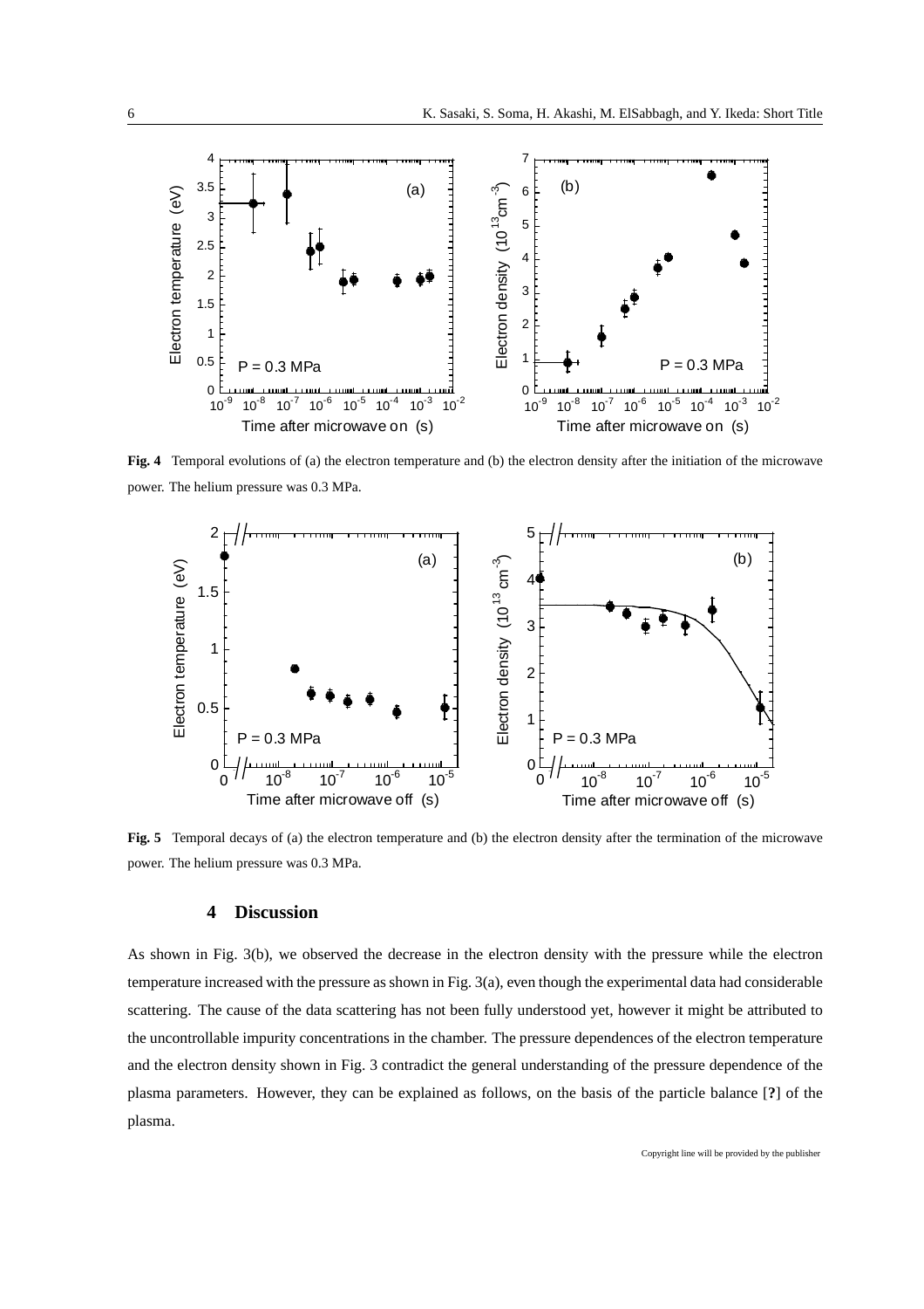**Fig. 4** Temporal evolutions of (a) the electron temperature and (b) the electron density after the initiation of the microwave power. The helium pressure was 0.3 MPa.

**Fig. 5** Temporal decays of (a) the electron temperature and (b) the electron density after the termination of the microwave power. The helium pressure was 0.3 MPa.

## 4 Discussion

As shown in Fig. 3(b), we observed the decrease in the electron density with the pressure while the electron temperature increased with the pressure as shown in Fig. 3(a), even though the experimental data had considerable scattering. The cause of the data scattering has not been fully understood yet, however it might be attributed to the uncontrollable impurity concentrations in the chamber. The pressure dependences of the electron temperature and the electron density shown in Fig. 3 contradict the general understanding of the pressure dependence of the plasma parameters. However, they can be explained as follows, on the basis of the particle balance [**?**] of the plasma.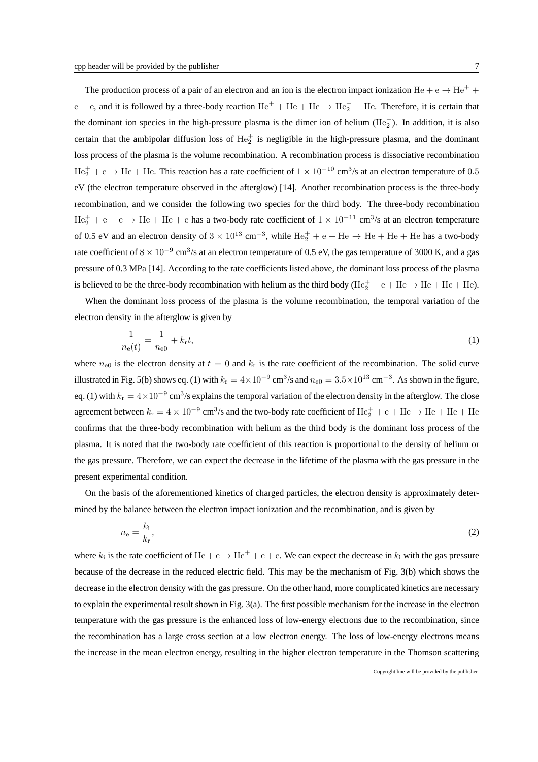The production process of a pair of an electron and an ion is the electron impact ionization $\mathrm{He} + \mathrm{e} \rightarrow \mathrm{He}^+ + \mathrm{e} + \mathrm{e}$, and it is followed by a three-body reaction $\mathrm{He}^+ + \mathrm{He} + \mathrm{He} \rightarrow \mathrm{He}_2^+ + \mathrm{He}$. Therefore, it is certain that the dominant ion species in the high-pressure plasma is the dimer ion of helium ($\mathrm{He}_2^+$). In addition, it is also certain that the ambipolar diffusion loss of $\mathrm{He}_2^+$ is negligible in the high-pressure plasma, and the dominant loss process of the plasma is the volume recombination. A recombination process is dissociative recombination $\mathrm{He}_2^+ + \mathrm{e} \rightarrow \mathrm{He} + \mathrm{He}$. This reaction has a rate coefficient of $1 \times 10^{-10}$ cm$^3$/s at an electron temperature of $0.5$ eV (the electron temperature observed in the afterglow) [14]. Another recombination process is the three-body recombination, and we consider the following two species for the third body. The three-body recombination $\mathrm{He}_2^+ + \mathrm{e} + \mathrm{e} \rightarrow \mathrm{He} + \mathrm{He} + \mathrm{e}$ has a two-body rate coefficient of $1 \times 10^{-11}$ cm$^3$/s at an electron temperature of 0.5 eV and an electron density of $3 \times 10^{13}$ cm$^{-3}$, while $\mathrm{He}_2^+ + \mathrm{e} + \mathrm{He} \rightarrow \mathrm{He} + \mathrm{He} + \mathrm{He}$ has a two-body rate coefficient of $8 \times 10^{-9}$ cm$^3$/s at an electron temperature of 0.5 eV, the gas temperature of 3000 K, and a gas pressure of 0.3 MPa [14]. According to the rate coefficients listed above, the dominant loss process of the plasma is believed to be the three-body recombination with helium as the third body ($\mathrm{He}_2^+ + \mathrm{e} + \mathrm{He} \rightarrow \mathrm{He} + \mathrm{He} + \mathrm{He}$).

When the dominant loss process of the plasma is the volume recombination, the temporal variation of the electron density in the afterglow is given by

$$\frac{1}{n_{\mathrm{e}}(t)} = \frac{1}{n_{\mathrm{e}0}} + k_{\mathrm{r}} t, \tag{1}$$

where $n_{\mathrm{e}0}$ is the electron density at $t = 0$ and $k_{\mathrm{r}}$ is the rate coefficient of the recombination. The solid curve illustrated in Fig. 5(b) shows eq. (1) with $k_{\mathrm{r}} = 4 \times 10^{-9}$ cm$^3$/s and $n_{\mathrm{e}0} = 3.5 \times 10^{13}$ cm$^{-3}$. As shown in the figure, eq. (1) with $k_{\mathrm{r}} = 4 \times 10^{-9}$ cm$^3$/s explains the temporal variation of the electron density in the afterglow. The close agreement between $k_{\mathrm{r}} = 4 \times 10^{-9}$ cm$^3$/s and the two-body rate coefficient of $\mathrm{He}_2^+ + \mathrm{e} + \mathrm{He} \rightarrow \mathrm{He} + \mathrm{He} + \mathrm{He}$ confirms that the three-body recombination with helium as the third body is the dominant loss process of the plasma. It is noted that the two-body rate coefficient of this reaction is proportional to the density of helium or the gas pressure. Therefore, we can expect the decrease in the lifetime of the plasma with the gas pressure in the present experimental condition.

On the basis of the aforementioned kinetics of charged particles, the electron density is approximately determined by the balance between the electron impact ionization and the recombination, and is given by

$$n_{\mathrm{e}} = \frac{k_{\mathrm{i}}}{k_{\mathrm{r}}}, \tag{2}$$

where $k_{\mathrm{i}}$ is the rate coefficient of $\mathrm{He} + \mathrm{e} \rightarrow \mathrm{He}^+ + \mathrm{e} + \mathrm{e}$. We can expect the decrease in $k_{\mathrm{i}}$ with the gas pressure because of the decrease in the reduced electric field. This may be the mechanism of Fig. 3(b) which shows the decrease in the electron density with the gas pressure. On the other hand, more complicated kinetics are necessary to explain the experimental result shown in Fig. 3(a). The first possible mechanism for the increase in the electron temperature with the gas pressure is the enhanced loss of low-energy electrons due to the recombination, since the recombination has a large cross section at a low electron energy. The loss of low-energy electrons means the increase in the mean electron energy, resulting in the higher electron temperature in the Thomson scattering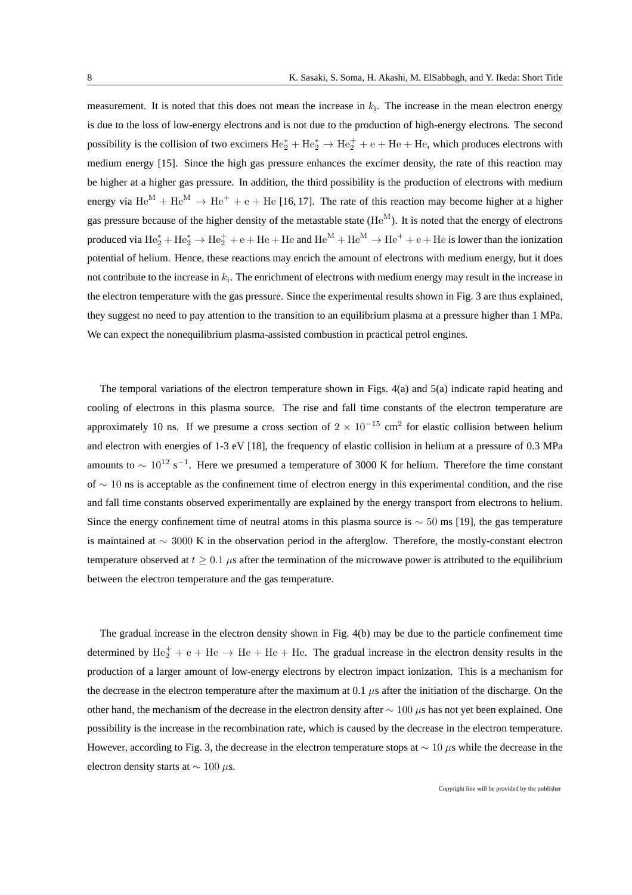measurement. It is noted that this does not mean the increase in $k_i$. The increase in the mean electron energy is due to the loss of low-energy electrons and is not due to the production of high-energy electrons. The second possibility is the collision of two excimers $He_2^* + He_2^* \rightarrow He_2^+ + e + He + He$, which produces electrons with medium energy [15]. Since the high gas pressure enhances the excimer density, the rate of this reaction may be higher at a higher gas pressure. In addition, the third possibility is the production of electrons with medium energy via $He^M + He^M \rightarrow He^+ + e + He$ [16, 17]. The rate of this reaction may become higher at a higher gas pressure because of the higher density of the metastable state ($He^M$). It is noted that the energy of electrons produced via $He_2^* + He_2^* \rightarrow He_2^+ + e + He + He$ and $He^M + He^M \rightarrow He^+ + e + He$ is lower than the ionization potential of helium. Hence, these reactions may enrich the amount of electrons with medium energy, but it does not contribute to the increase in $k_i$. The enrichment of electrons with medium energy may result in the increase in the electron temperature with the gas pressure. Since the experimental results shown in Fig. 3 are thus explained, they suggest no need to pay attention to the transition to an equilibrium plasma at a pressure higher than 1 MPa. We can expect the nonequilibrium plasma-assisted combustion in practical petrol engines.

The temporal variations of the electron temperature shown in Figs. 4(a) and 5(a) indicate rapid heating and cooling of electrons in this plasma source. The rise and fall time constants of the electron temperature are approximately 10 ns. If we presume a cross section of $2 \times 10^{-15}$ cm$^2$ for elastic collision between helium and electron with energies of 1-3 eV [18], the frequency of elastic collision in helium at a pressure of 0.3 MPa amounts to $\sim 10^{12}$ s$^{-1}$. Here we presumed a temperature of 3000 K for helium. Therefore the time constant of $\sim 10$ ns is acceptable as the confinement time of electron energy in this experimental condition, and the rise and fall time constants observed experimentally are explained by the energy transport from electrons to helium. Since the energy confinement time of neutral atoms in this plasma source is $\sim 50$ ms [19], the gas temperature is maintained at $\sim 3000$ K in the observation period in the afterglow. Therefore, the mostly-constant electron temperature observed at $t \geq 0.1$ $\mu$s after the termination of the microwave power is attributed to the equilibrium between the electron temperature and the gas temperature.

The gradual increase in the electron density shown in Fig. 4(b) may be due to the particle confinement time determined by $He_2^+ + e + He \rightarrow He + He + He$. The gradual increase in the electron density results in the production of a larger amount of low-energy electrons by electron impact ionization. This is a mechanism for the decrease in the electron temperature after the maximum at 0.1 $\mu$s after the initiation of the discharge. On the other hand, the mechanism of the decrease in the electron density after $\sim 100$ $\mu$s has not yet been explained. One possibility is the increase in the recombination rate, which is caused by the decrease in the electron temperature. However, according to Fig. 3, the decrease in the electron temperature stops at $\sim 10$ $\mu$s while the decrease in the electron density starts at $\sim 100$ $\mu$s.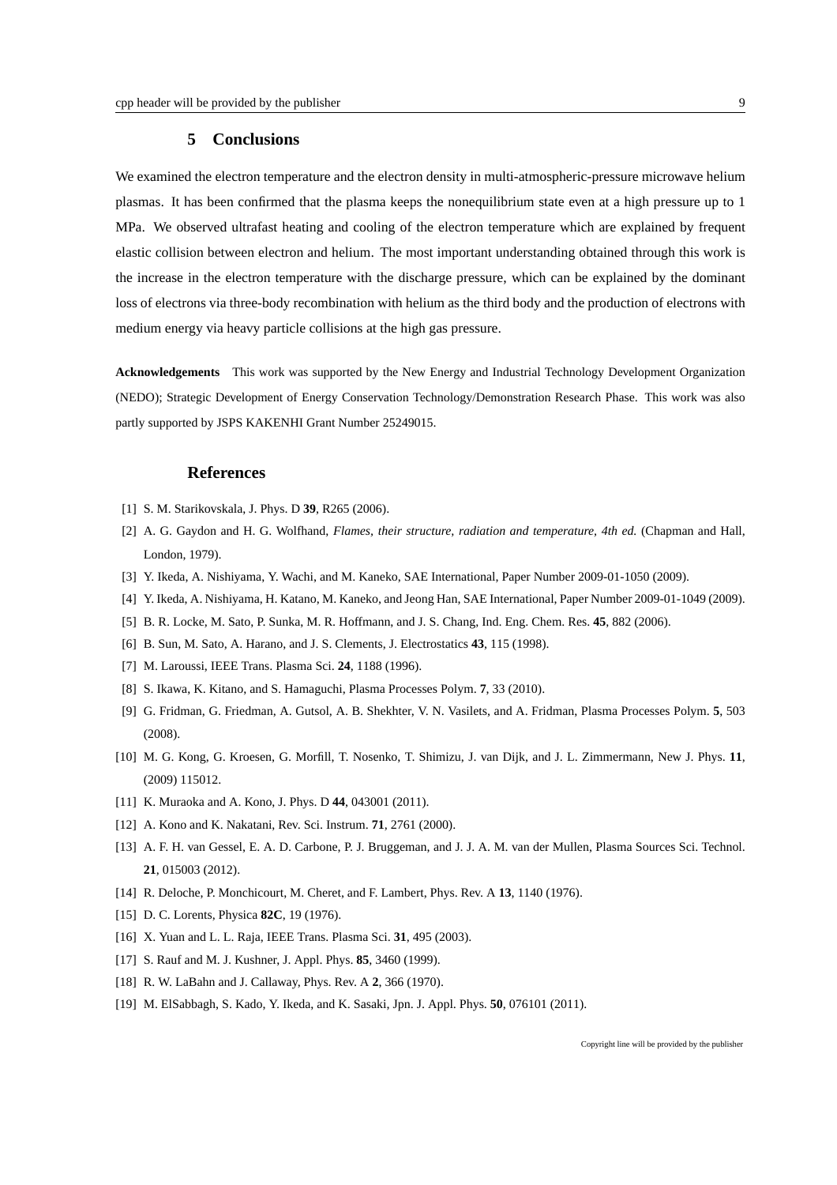## 5 Conclusions

We examined the electron temperature and the electron density in multi-atmospheric-pressure microwave helium plasmas. It has been confirmed that the plasma keeps the nonequilibrium state even at a high pressure up to 1 MPa. We observed ultrafast heating and cooling of the electron temperature which are explained by frequent elastic collision between electron and helium. The most important understanding obtained through this work is the increase in the electron temperature with the discharge pressure, which can be explained by the dominant loss of electrons via three-body recombination with helium as the third body and the production of electrons with medium energy via heavy particle collisions at the high gas pressure.

**Acknowledgements** This work was supported by the New Energy and Industrial Technology Development Organization (NEDO); Strategic Development of Energy Conservation Technology/Demonstration Research Phase. This work was also partly supported by JSPS KAKENHI Grant Number 25249015.

## References

[1] S. M. Starikovskala, J. Phys. D **39**, R265 (2006).

[2] A. G. Gaydon and H. G. Wolfhand, *Flames, their structure, radiation and temperature, 4th ed.* (Chapman and Hall, London, 1979).

[3] Y. Ikeda, A. Nishiyama, Y. Wachi, and M. Kaneko, SAE International, Paper Number 2009-01-1050 (2009).

[4] Y. Ikeda, A. Nishiyama, H. Katano, M. Kaneko, and Jeong Han, SAE International, Paper Number 2009-01-1049 (2009).

[5] B. R. Locke, M. Sato, P. Sunka, M. R. Hoffmann, and J. S. Chang, Ind. Eng. Chem. Res. **45**, 882 (2006).

[6] B. Sun, M. Sato, A. Harano, and J. S. Clements, J. Electrostatics **43**, 115 (1998).

[7] M. Laroussi, IEEE Trans. Plasma Sci. **24**, 1188 (1996).

[8] S. Ikawa, K. Kitano, and S. Hamaguchi, Plasma Processes Polym. **7**, 33 (2010).

[9] G. Fridman, G. Friedman, A. Gutsol, A. B. Shekhter, V. N. Vasilets, and A. Fridman, Plasma Processes Polym. **5**, 503 (2008).

[10] M. G. Kong, G. Kroesen, G. Morfill, T. Nosenko, T. Shimizu, J. van Dijk, and J. L. Zimmermann, New J. Phys. **11**, (2009) 115012.

[11] K. Muraoka and A. Kono, J. Phys. D **44**, 043001 (2011).

[12] A. Kono and K. Nakatani, Rev. Sci. Instrum. **71**, 2761 (2000).

[13] A. F. H. van Gessel, E. A. D. Carbone, P. J. Bruggeman, and J. J. A. M. van der Mullen, Plasma Sources Sci. Technol. **21**, 015003 (2012).

[14] R. Deloche, P. Monchicourt, M. Cheret, and F. Lambert, Phys. Rev. A **13**, 1140 (1976).

[15] D. C. Lorents, Physica **82C**, 19 (1976).

[16] X. Yuan and L. L. Raja, IEEE Trans. Plasma Sci. **31**, 495 (2003).

[17] S. Rauf and M. J. Kushner, J. Appl. Phys. **85**, 3460 (1999).

[18] R. W. LaBahn and J. Callaway, Phys. Rev. A **2**, 366 (1970).

[19] M. ElSabbagh, S. Kado, Y. Ikeda, and K. Sasaki, Jpn. J. Appl. Phys. **50**, 076101 (2011).